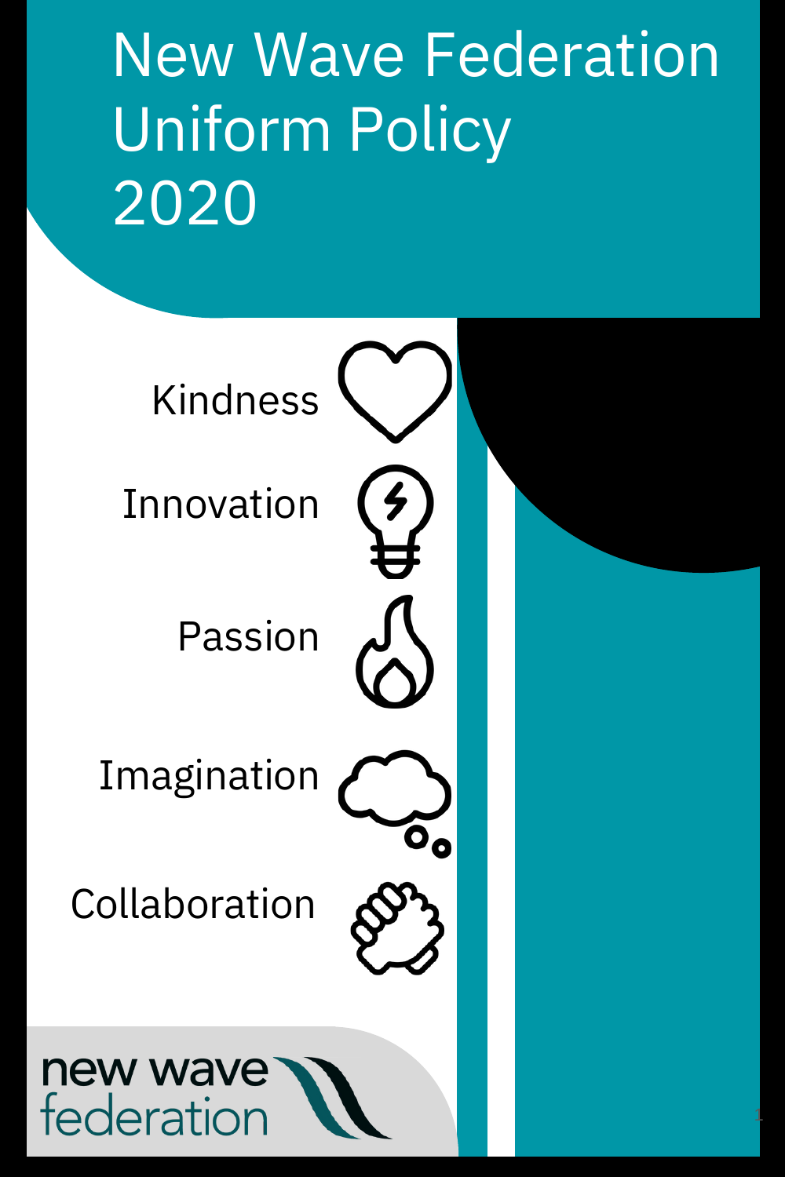# New Wave Federation Uniform Policy 2020

Kindness

Innovation

Passion

Imagination

Collaboration

new wave federation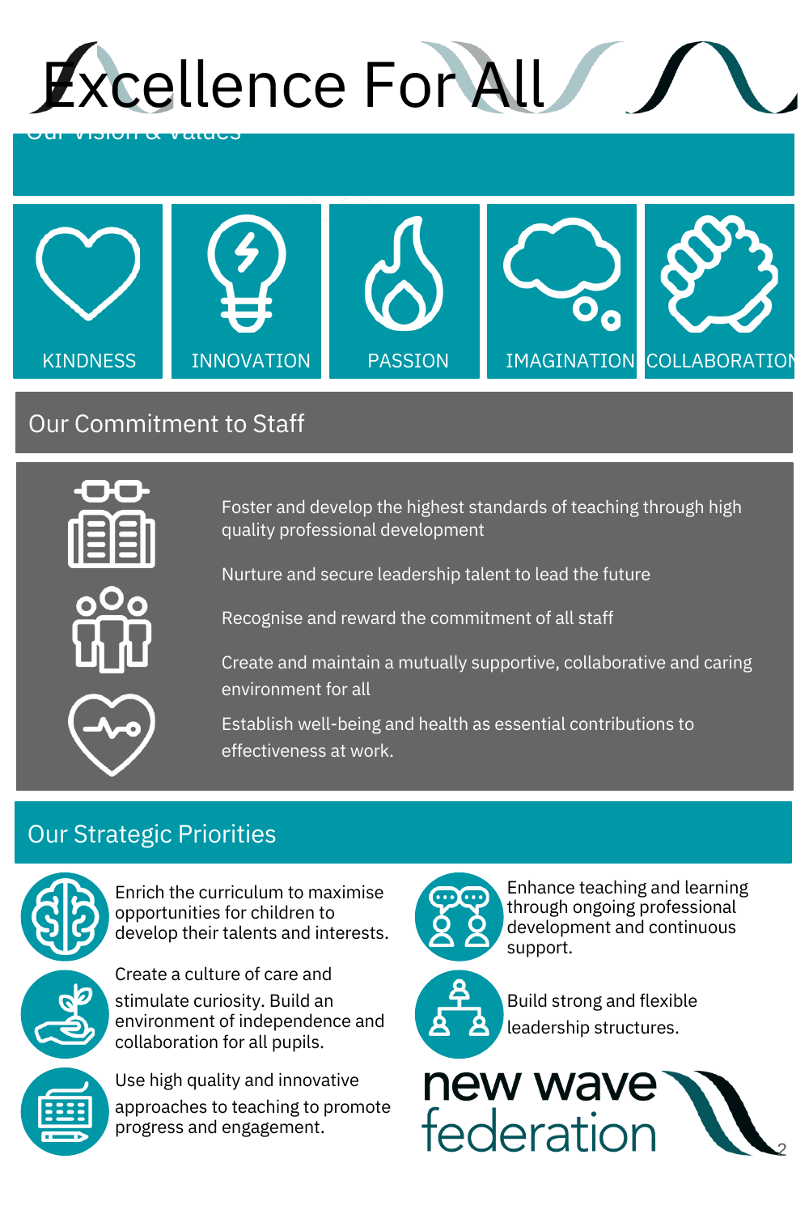# Excellence For All

## Our Vision & Values

KINDNESS

INNOVATION

PASSION

IMAGINATION

COLLABORATION

## Our Commitment to Staff

- Foster and develop the highest standards of teaching through high quality professional development
- Nurture and secure leadership talent to lead the future
- Recognise and reward the commitment of all staff
- Create and maintain a mutually supportive, collaborative and caring environment for all
- Establish well-being and health as essential contributions to effectiveness at work.

## Our Strategic Priorities

- Enrich the curriculum to maximise opportunities for children to develop their talents and interests.
- Create a culture of care and stimulate curiosity. Build an environment of independence and collaboration for all pupils.
- Use high quality and innovative approaches to teaching to promote progress and engagement.
- Enhance teaching and learning through ongoing professional development and continuous support.
- Build strong and flexible leadership structures.

new wave federation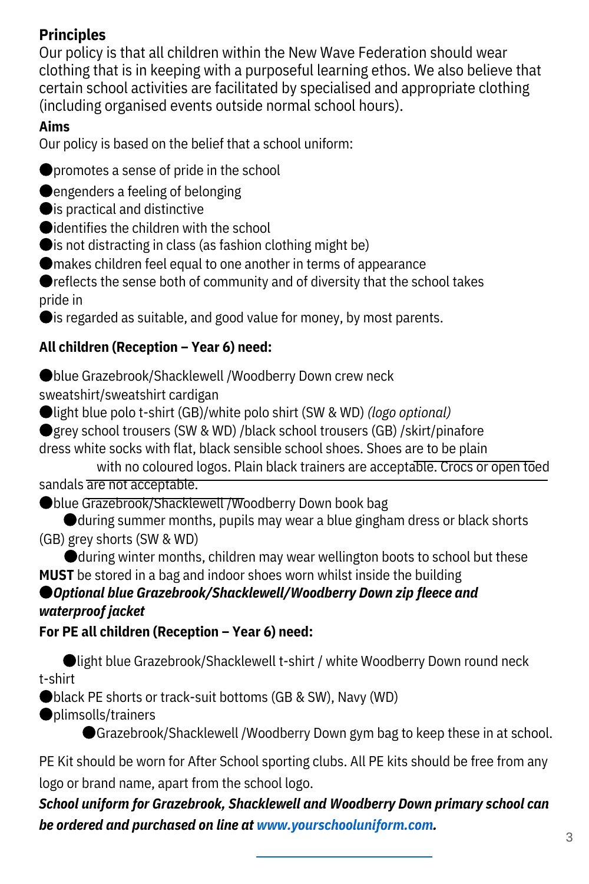**Principles**

Our policy is that all children within the New Wave Federation should wear clothing that is in keeping with a purposeful learning ethos. We also believe that certain school activities are facilitated by specialised and appropriate clothing (including organised events outside normal school hours).

**Aims**

Our policy is based on the belief that a school uniform:

- promotes a sense of pride in the school
- engenders a feeling of belonging
- is practical and distinctive
- identifies the children with the school
- is not distracting in class (as fashion clothing might be)
- makes children feel equal to one another in terms of appearance
- reflects the sense both of community and of diversity that the school takes pride in
- is regarded as suitable, and good value for money, by most parents.

**All children (Reception – Year 6) need:**

- blue Grazebrook/Shacklewell /Woodberry Down crew neck sweatshirt/sweatshirt cardigan
- light blue polo t-shirt (GB)/white polo shirt (SW & WD) *(logo optional)*
- grey school trousers (SW & WD) /black school trousers (GB) /skirt/pinafore dress white socks with flat, black sensible school shoes. Shoes are to be plain with no coloured logos. Plain black trainers are acceptable. Crocs or open toed sandals are not acceptable.
- blue Grazebrook/Shacklewell /Woodberry Down book bag
- during summer months, pupils may wear a blue gingham dress or black shorts (GB) grey shorts (SW & WD)
- during winter months, children may wear wellington boots to school but these **MUST** be stored in a bag and indoor shoes worn whilst inside the building
- ***Optional blue Grazebrook/Shacklewell/Woodberry Down zip fleece and waterproof jacket***

**For PE all children (Reception – Year 6) need:**

- light blue Grazebrook/Shacklewell t-shirt / white Woodberry Down round neck t-shirt
- black PE shorts or track-suit bottoms (GB & SW), Navy (WD)
- plimsolls/trainers
- Grazebrook/Shacklewell /Woodberry Down gym bag to keep these in at school.

PE Kit should be worn for After School sporting clubs. All PE kits should be free from any logo or brand name, apart from the school logo.

***School uniform for Grazebrook, Shacklewell and Woodberry Down primary school can be ordered and purchased on line at www.yourschooluniform.com.***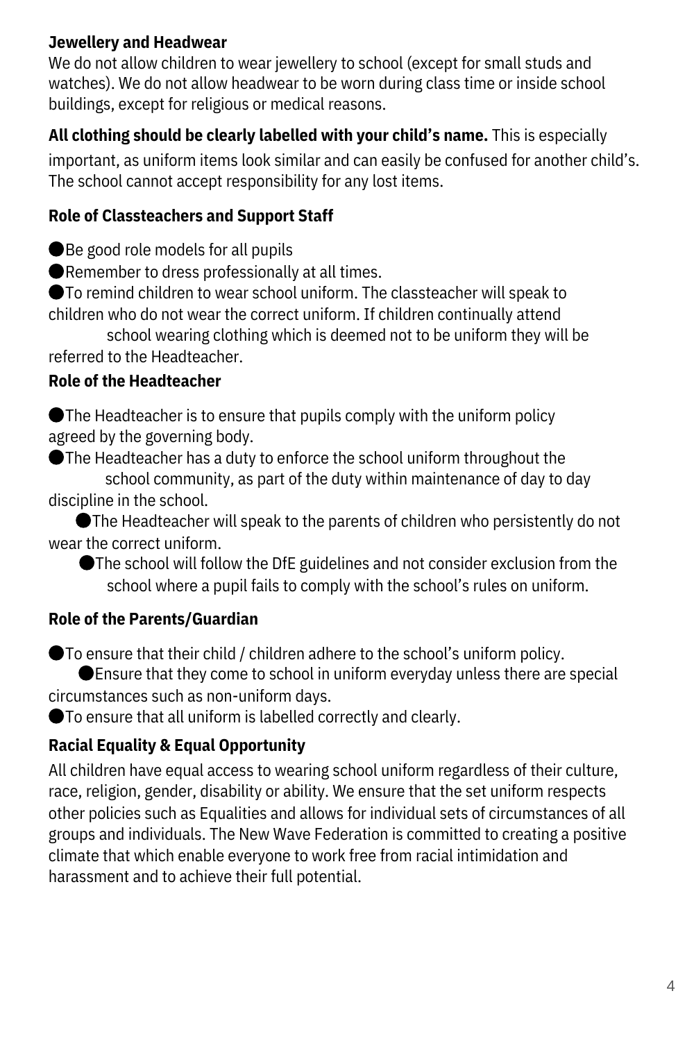### Jewellery and Headwear

We do not allow children to wear jewellery to school (except for small studs and watches). We do not allow headwear to be worn during class time or inside school buildings, except for religious or medical reasons.

**All clothing should be clearly labelled with your child's name.** This is especially important, as uniform items look similar and can easily be confused for another child's. The school cannot accept responsibility for any lost items.

### Role of Classteachers and Support Staff

- Be good role models for all pupils
- Remember to dress professionally at all times.
- To remind children to wear school uniform. The classteacher will speak to children who do not wear the correct uniform. If children continually attend school wearing clothing which is deemed not to be uniform they will be referred to the Headteacher.

### Role of the Headteacher

- The Headteacher is to ensure that pupils comply with the uniform policy agreed by the governing body.
- The Headteacher has a duty to enforce the school uniform throughout the school community, as part of the duty within maintenance of day to day discipline in the school.
- The Headteacher will speak to the parents of children who persistently do not wear the correct uniform.
- The school will follow the DfE guidelines and not consider exclusion from the school where a pupil fails to comply with the school's rules on uniform.

### Role of the Parents/Guardian

- To ensure that their child / children adhere to the school's uniform policy.
- Ensure that they come to school in uniform everyday unless there are special circumstances such as non-uniform days.
- To ensure that all uniform is labelled correctly and clearly.

### Racial Equality & Equal Opportunity

All children have equal access to wearing school uniform regardless of their culture, race, religion, gender, disability or ability. We ensure that the set uniform respects other policies such as Equalities and allows for individual sets of circumstances of all groups and individuals. The New Wave Federation is committed to creating a positive climate that which enable everyone to work free from racial intimidation and harassment and to achieve their full potential.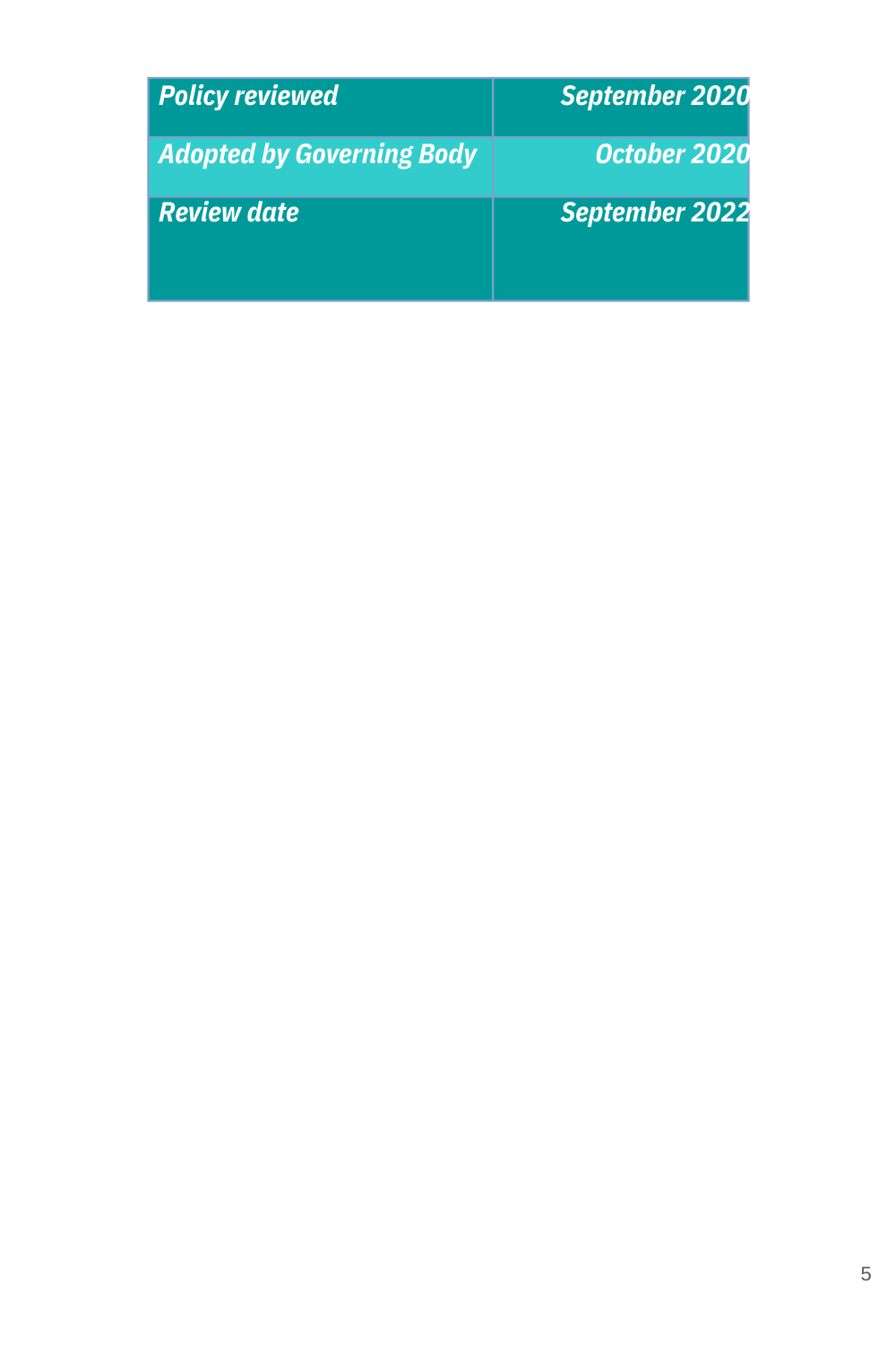| | |
|---|---|
| *Policy reviewed* | *September 2020* |
| *Adopted by Governing Body* | *October 2020* |
| *Review date* | *September 2022* |